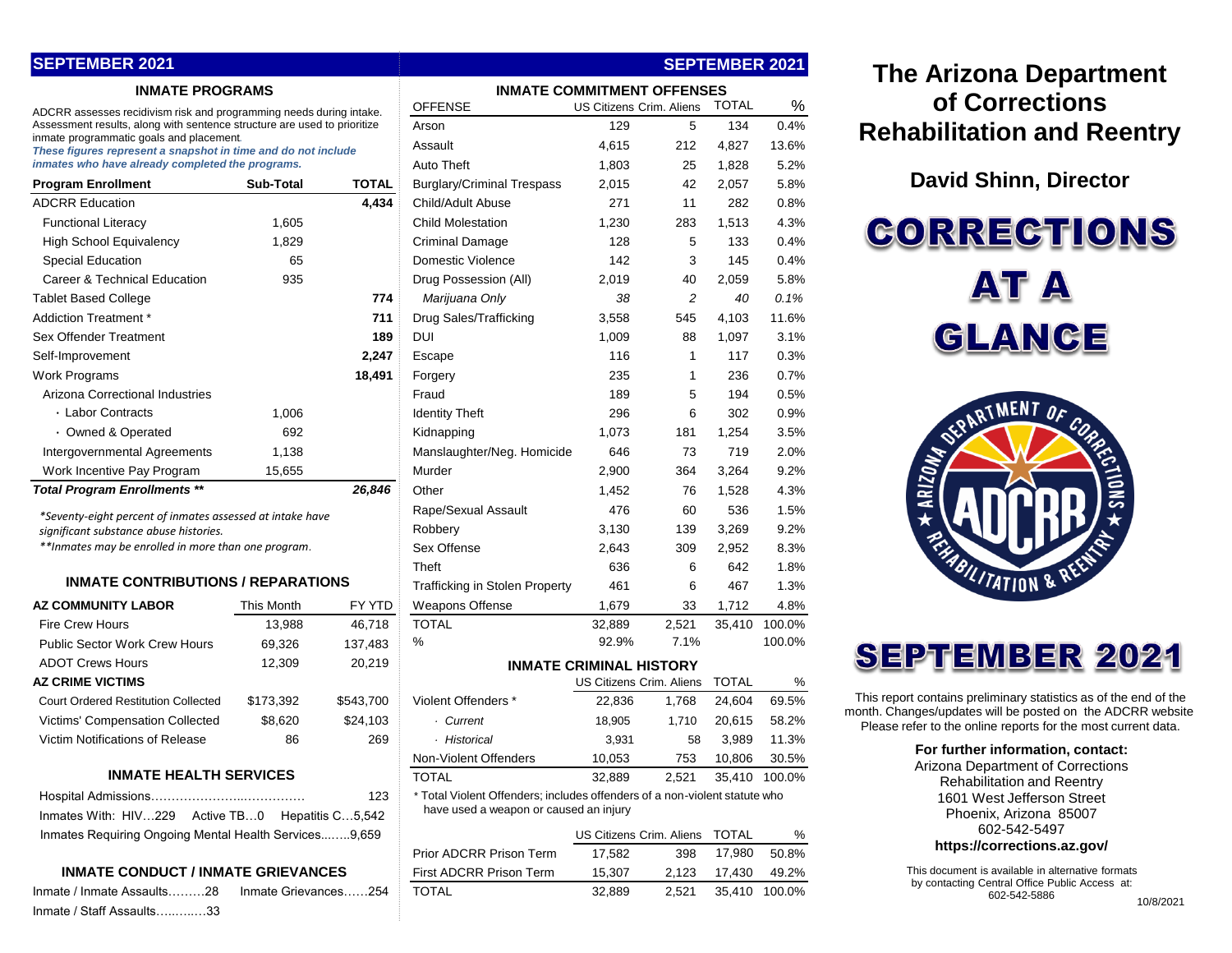## SEPTEMBER 2021

### INMATE PROGRAMS

ADCRR assesses recidivism risk and programming needs during intake. Assessment results, along with sentence structure are used to prioritize inmate programmatic goals and placement.

***These figures represent a snapshot in time and do not include inmates who have already completed the programs.***

| Program Enrollment | Sub-Total | TOTAL |
|---|---|---|
| ADCRR Education | | **4,434** |
| Functional Literacy | 1,605 | |
| High School Equivalency | 1,829 | |
| Special Education | 65 | |
| Career & Technical Education | 935 | |
| Tablet Based College | | **774** |
| Addiction Treatment * | | **711** |
| Sex Offender Treatment | | **189** |
| Self-Improvement | | **2,247** |
| Work Programs | | **18,491** |
| Arizona Correctional Industries | | |
| · Labor Contracts | 1,006 | |
| · Owned & Operated | 692 | |
| Intergovernmental Agreements | 1,138 | |
| Work Incentive Pay Program | 15,655 | |
| ***Total Program Enrollments ***** | | ***26,846*** |

*\*Seventy-eight percent of inmates assessed at intake have significant substance abuse histories.*

*\*\*Inmates may be enrolled in more than one program.*

### INMATE CONTRIBUTIONS / REPARATIONS

| AZ COMMUNITY LABOR | This Month | FY YTD |
|---|---|---|
| Fire Crew Hours | 13,988 | 46,718 |
| Public Sector Work Crew Hours | 69,326 | 137,483 |
| ADOT Crews Hours | 12,309 | 20,219 |
| **AZ CRIME VICTIMS** | | |
| Court Ordered Restitution Collected | $173,392 | $543,700 |
| Victims' Compensation Collected | $8,620 | $24,103 |
| Victim Notifications of Release | 86 | 269 |

### INMATE HEALTH SERVICES

Hospital Admissions………………………………… 123

Inmates With: HIV…229 Active TB…0 Hepatitis C…5,542

Inmates Requiring Ongoing Mental Health Services……9,659

### INMATE CONDUCT / INMATE GRIEVANCES

Inmate / Inmate Assaults………28 Inmate Grievances……254

Inmate / Staff Assaults…………33

## SEPTEMBER 2021

### INMATE COMMITMENT OFFENSES

| OFFENSE | US Citizens | Crim. Aliens | TOTAL | % |
|---|---|---|---|---|
| Arson | 129 | 5 | 134 | 0.4% |
| Assault | 4,615 | 212 | 4,827 | 13.6% |
| Auto Theft | 1,803 | 25 | 1,828 | 5.2% |
| Burglary/Criminal Trespass | 2,015 | 42 | 2,057 | 5.8% |
| Child/Adult Abuse | 271 | 11 | 282 | 0.8% |
| Child Molestation | 1,230 | 283 | 1,513 | 4.3% |
| Criminal Damage | 128 | 5 | 133 | 0.4% |
| Domestic Violence | 142 | 3 | 145 | 0.4% |
| Drug Possession (All) | 2,019 | 40 | 2,059 | 5.8% |
| *Marijuana Only* | *38* | *2* | *40* | *0.1%* |
| Drug Sales/Trafficking | 3,558 | 545 | 4,103 | 11.6% |
| DUI | 1,009 | 88 | 1,097 | 3.1% |
| Escape | 116 | 1 | 117 | 0.3% |
| Forgery | 235 | 1 | 236 | 0.7% |
| Fraud | 189 | 5 | 194 | 0.5% |
| Identity Theft | 296 | 6 | 302 | 0.9% |
| Kidnapping | 1,073 | 181 | 1,254 | 3.5% |
| Manslaughter/Neg. Homicide | 646 | 73 | 719 | 2.0% |
| Murder | 2,900 | 364 | 3,264 | 9.2% |
| Other | 1,452 | 76 | 1,528 | 4.3% |
| Rape/Sexual Assault | 476 | 60 | 536 | 1.5% |
| Robbery | 3,130 | 139 | 3,269 | 9.2% |
| Sex Offense | 2,643 | 309 | 2,952 | 8.3% |
| Theft | 636 | 6 | 642 | 1.8% |
| Trafficking in Stolen Property | 461 | 6 | 467 | 1.3% |
| Weapons Offense | 1,679 | 33 | 1,712 | 4.8% |
| TOTAL | 32,889 | 2,521 | 35,410 | 100.0% |
| % | 92.9% | 7.1% | | 100.0% |

### INMATE CRIMINAL HISTORY

| | US Citizens | Crim. Aliens | TOTAL | % |
|---|---|---|---|---|
| Violent Offenders * | 22,836 | 1,768 | 24,604 | 69.5% |
| · *Current* | 18,905 | 1,710 | 20,615 | 58.2% |
| · *Historical* | 3,931 | 58 | 3,989 | 11.3% |
| Non-Violent Offenders | 10,053 | 753 | 10,806 | 30.5% |
| TOTAL | 32,889 | 2,521 | 35,410 | 100.0% |

\* Total Violent Offenders; includes offenders of a non-violent statute who have used a weapon or caused an injury

| | US Citizens | Crim. Aliens | TOTAL | % |
|---|---|---|---|---|
| Prior ADCRR Prison Term | 17,582 | 398 | 17,980 | 50.8% |
| First ADCRR Prison Term | 15,307 | 2,123 | 17,430 | 49.2% |
| TOTAL | 32,889 | 2,521 | 35,410 | 100.0% |

# The Arizona Department of Corrections Rehabilitation and Reentry

## David Shinn, Director

# CORRECTIONS AT A GLANCE

# SEPTEMBER 2021

This report contains preliminary statistics as of the end of the month. Changes/updates will be posted on the ADCRR website Please refer to the online reports for the most current data.

**For further information, contact:**

Arizona Department of Corrections Rehabilitation and Reentry
1601 West Jefferson Street
Phoenix, Arizona 85007
602-542-5497
**https://corrections.az.gov/**

This document is available in alternative formats by contacting Central Office Public Access at: 602-542-5886

10/8/2021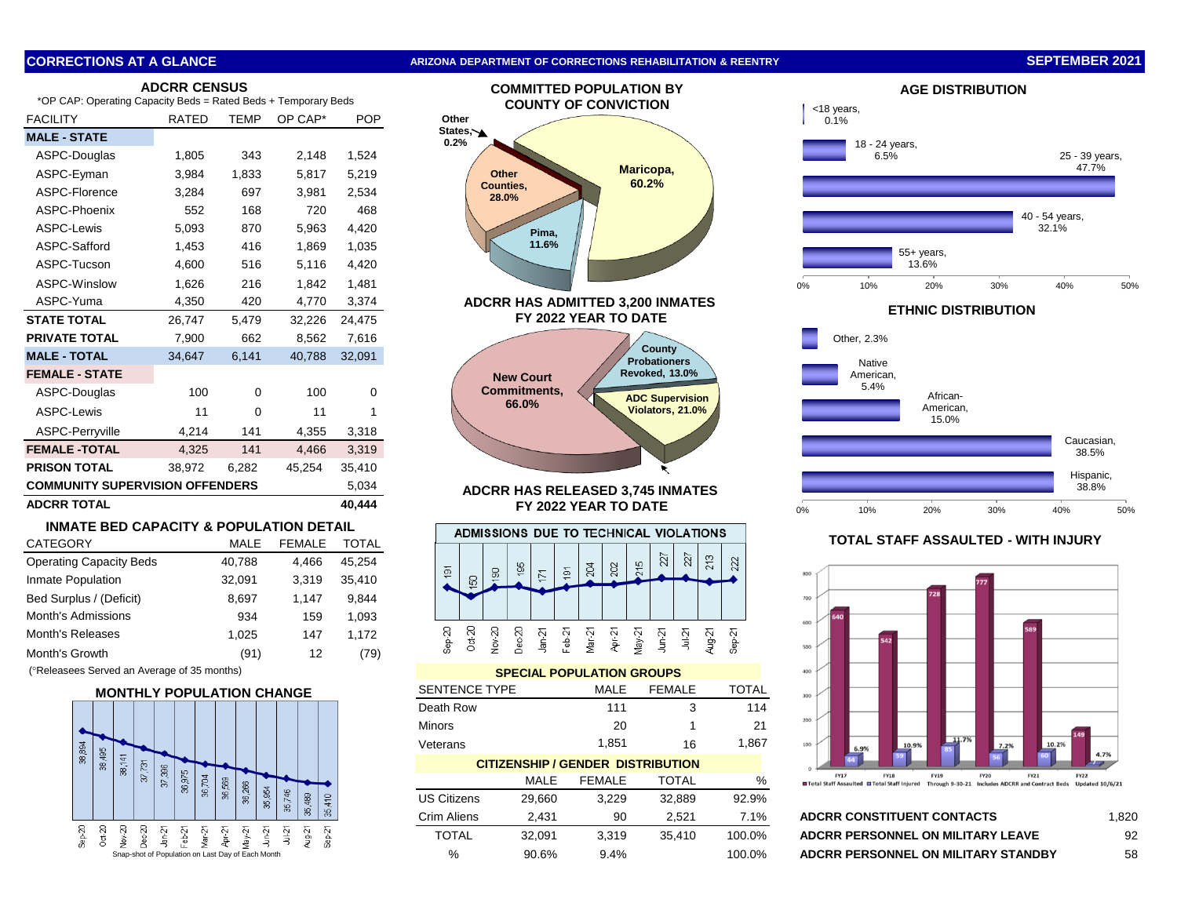## CORRECTIONS AT A GLANCE

**ARIZONA DEPARTMENT OF CORRECTIONS REHABILITATION & REENTRY**

**SEPTEMBER 2021**

### ADCRR CENSUS

*OP CAP: Operating Capacity Beds = Rated Beds + Temporary Beds

| FACILITY | RATED | TEMP | OP CAP* | POP |
|---|---|---|---|---|
| **MALE - STATE** | | | | |
| ASPC-Douglas | 1,805 | 343 | 2,148 | 1,524 |
| ASPC-Eyman | 3,984 | 1,833 | 5,817 | 5,219 |
| ASPC-Florence | 3,284 | 697 | 3,981 | 2,534 |
| ASPC-Phoenix | 552 | 168 | 720 | 468 |
| ASPC-Lewis | 5,093 | 870 | 5,963 | 4,420 |
| ASPC-Safford | 1,453 | 416 | 1,869 | 1,035 |
| ASPC-Tucson | 4,600 | 516 | 5,116 | 4,420 |
| ASPC-Winslow | 1,626 | 216 | 1,842 | 1,481 |
| ASPC-Yuma | 4,350 | 420 | 4,770 | 3,374 |
| **STATE TOTAL** | 26,747 | 5,479 | 32,226 | 24,475 |
| **PRIVATE TOTAL** | 7,900 | 662 | 8,562 | 7,616 |
| **MALE - TOTAL** | 34,647 | 6,141 | 40,788 | 32,091 |
| **FEMALE - STATE** | | | | |
| ASPC-Douglas | 100 | 0 | 100 | 0 |
| ASPC-Lewis | 11 | 0 | 11 | 1 |
| ASPC-Perryville | 4,214 | 141 | 4,355 | 3,318 |
| **FEMALE -TOTAL** | 4,325 | 141 | 4,466 | 3,319 |
| **PRISON TOTAL** | 38,972 | 6,282 | 45,254 | 35,410 |
| **COMMUNITY SUPERVISION OFFENDERS** | | | | 5,034 |
| **ADCRR TOTAL** | | | | **40,444** |

### INMATE BED CAPACITY & POPULATION DETAIL

| CATEGORY | MALE | FEMALE | TOTAL |
|---|---|---|---|
| Operating Capacity Beds | 40,788 | 4,466 | 45,254 |
| Inmate Population | 32,091 | 3,319 | 35,410 |
| Bed Surplus / (Deficit) | 8,697 | 1,147 | 9,844 |
| Month's Admissions | 934 | 159 | 1,093 |
| Month's Releases | 1,025 | 147 | 1,172 |
| Month's Growth | (91) | 12 | (79) |

(°Releasees Served an Average of 35 months)

### MONTHLY POPULATION CHANGE

38,894
38,495
38,141
37,731
37,396
36,975
36,704
36,569
36,266
35,954
35,746
35,489
35,410

Sep-20 Oct-20 Nov-20 Dec-20 Jan-21 Feb-21 Mar-21 Apr-21 May-21 Jun-21 Jul-21 Aug-21 Sep-21

Snap-shot of Population on Last Day of Each Month

### COMMITTED POPULATION BY COUNTY OF CONVICTION

Other States, 0.2%
Other Counties, 28.0%
Maricopa, 60.2%
Pima, 11.6%

### ADCRR HAS ADMITTED 3,200 INMATES FY 2022 YEAR TO DATE

New Court Commitments, 66.0%
County Probationers Revoked, 13.0%
ADC Supervision Violators, 21.0%

### ADCRR HAS RELEASED 3,745 INMATES FY 2022 YEAR TO DATE

### ADMISSIONS DUE TO TECHNICAL VIOLATIONS

191 150 190 195 171 191 204 202 215 227 227 213 222

Sep-20 Oct-20 Nov-20 Dec-20 Jan-21 Feb-21 Mar-21 Apr-21 May-21 Jun-21 Jul-21 Aug-21 Sep-21

### SPECIAL POPULATION GROUPS

| SENTENCE TYPE | MALE | FEMALE | TOTAL |
|---|---|---|---|
| Death Row | 111 | 3 | 114 |
| Minors | 20 | 1 | 21 |
| Veterans | 1,851 | 16 | 1,867 |

### CITIZENSHIP / GENDER DISTRIBUTION

| | MALE | FEMALE | TOTAL | % |
|---|---|---|---|---|
| US Citizens | 29,660 | 3,229 | 32,889 | 92.9% |
| Crim Aliens | 2,431 | 90 | 2,521 | 7.1% |
| TOTAL | 32,091 | 3,319 | 35,410 | 100.0% |
| % | 90.6% | 9.4% | | 100.0% |

### AGE DISTRIBUTION

<18 years, 0.1%
18 - 24 years, 6.5%
25 - 39 years, 47.7%
40 - 54 years, 32.1%
55+ years, 13.6%

0% 10% 20% 30% 40% 50%

### ETHNIC DISTRIBUTION

Other, 2.3%
Native American, 5.4%
African-American, 15.0%
Caucasian, 38.5%
Hispanic, 38.8%

0% 10% 20% 30% 40% 50%

### TOTAL STAFF ASSAULTED - WITH INJURY

0 100 200 300 400 500 600 700 800

FY17: 640, 44, 6.9%
FY18: 542, 59, 10.9%
FY19: 728, 85, 11.7%
FY20: 777, 56, 7.2%
FY21: 589, 60, 10.2%
FY22: 149, 7, 4.7%

Total Staff Assaulted  Total Staff Injured  Through 9-30-21  Includes ADCRR and Contract Beds  Updated 10/6/21

| | |
|---|---|
| **ADCRR CONSTITUENT CONTACTS** | 1,820 |
| **ADCRR PERSONNEL ON MILITARY LEAVE** | 92 |
| **ADCRR PERSONNEL ON MILITARY STANDBY** | 58 |